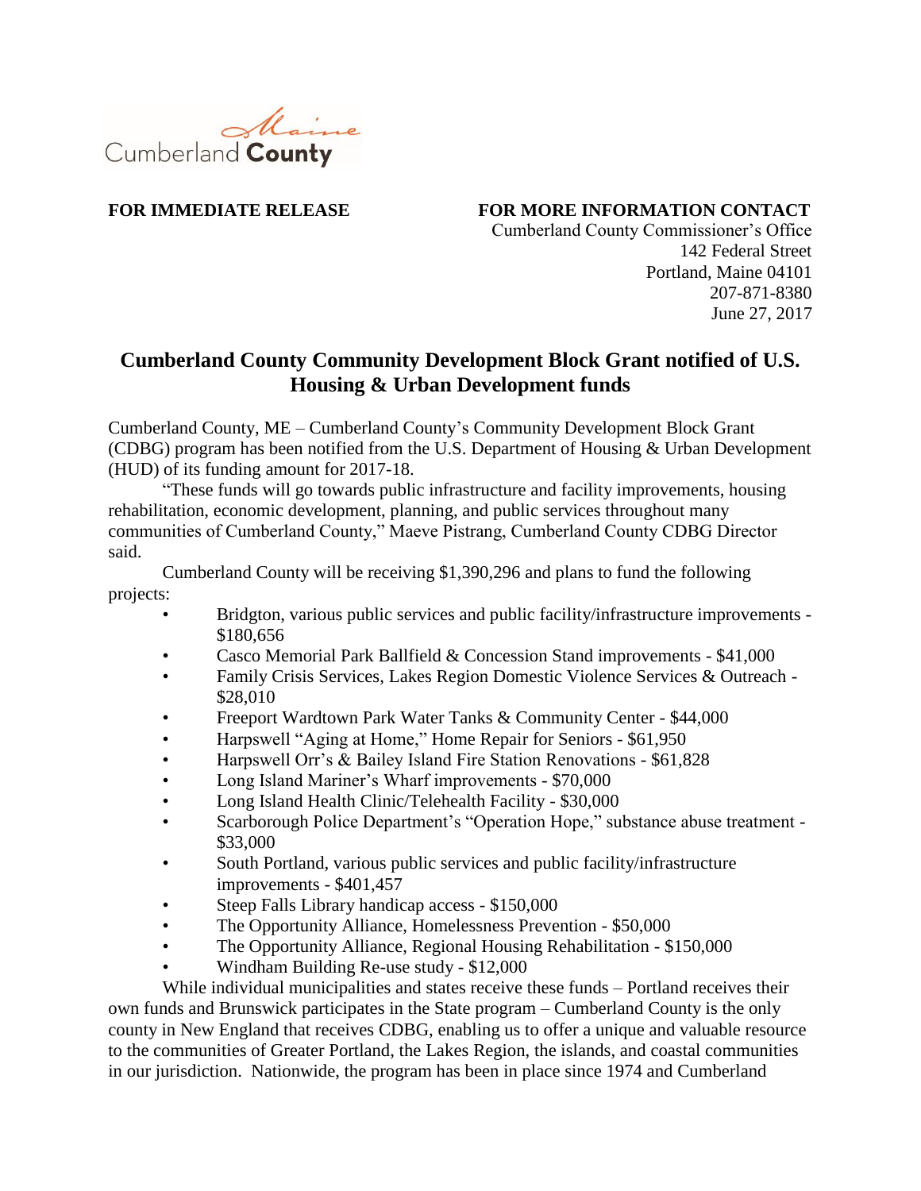Cumberland County Maine

**FOR IMMEDIATE RELEASE**

**FOR MORE INFORMATION CONTACT**
Cumberland County Commissioner's Office
142 Federal Street
Portland, Maine 04101
207-871-8380
June 27, 2017

# Cumberland County Community Development Block Grant notified of U.S. Housing & Urban Development funds

Cumberland County, ME – Cumberland County's Community Development Block Grant (CDBG) program has been notified from the U.S. Department of Housing & Urban Development (HUD) of its funding amount for 2017-18.

"These funds will go towards public infrastructure and facility improvements, housing rehabilitation, economic development, planning, and public services throughout many communities of Cumberland County," Maeve Pistrang, Cumberland County CDBG Director said.

Cumberland County will be receiving $1,390,296 and plans to fund the following projects:

- Bridgton, various public services and public facility/infrastructure improvements - $180,656
- Casco Memorial Park Ballfield & Concession Stand improvements - $41,000
- Family Crisis Services, Lakes Region Domestic Violence Services & Outreach - $28,010
- Freeport Wardtown Park Water Tanks & Community Center - $44,000
- Harpswell "Aging at Home," Home Repair for Seniors - $61,950
- Harpswell Orr's & Bailey Island Fire Station Renovations - $61,828
- Long Island Mariner's Wharf improvements - $70,000
- Long Island Health Clinic/Telehealth Facility - $30,000
- Scarborough Police Department's "Operation Hope," substance abuse treatment - $33,000
- South Portland, various public services and public facility/infrastructure improvements - $401,457
- Steep Falls Library handicap access - $150,000
- The Opportunity Alliance, Homelessness Prevention - $50,000
- The Opportunity Alliance, Regional Housing Rehabilitation - $150,000
- Windham Building Re-use study - $12,000

While individual municipalities and states receive these funds – Portland receives their own funds and Brunswick participates in the State program – Cumberland County is the only county in New England that receives CDBG, enabling us to offer a unique and valuable resource to the communities of Greater Portland, the Lakes Region, the islands, and coastal communities in our jurisdiction. Nationwide, the program has been in place since 1974 and Cumberland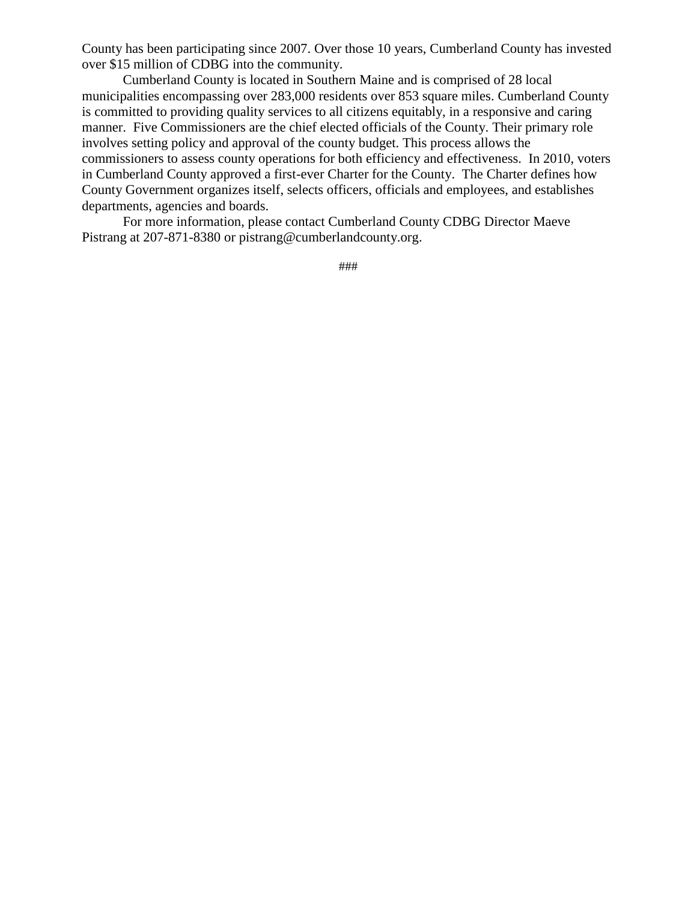County has been participating since 2007. Over those 10 years, Cumberland County has invested over $15 million of CDBG into the community.

Cumberland County is located in Southern Maine and is comprised of 28 local municipalities encompassing over 283,000 residents over 853 square miles. Cumberland County is committed to providing quality services to all citizens equitably, in a responsive and caring manner. Five Commissioners are the chief elected officials of the County. Their primary role involves setting policy and approval of the county budget. This process allows the commissioners to assess county operations for both efficiency and effectiveness. In 2010, voters in Cumberland County approved a first-ever Charter for the County. The Charter defines how County Government organizes itself, selects officers, officials and employees, and establishes departments, agencies and boards.

For more information, please contact Cumberland County CDBG Director Maeve Pistrang at 207-871-8380 or pistrang@cumberlandcounty.org.

###